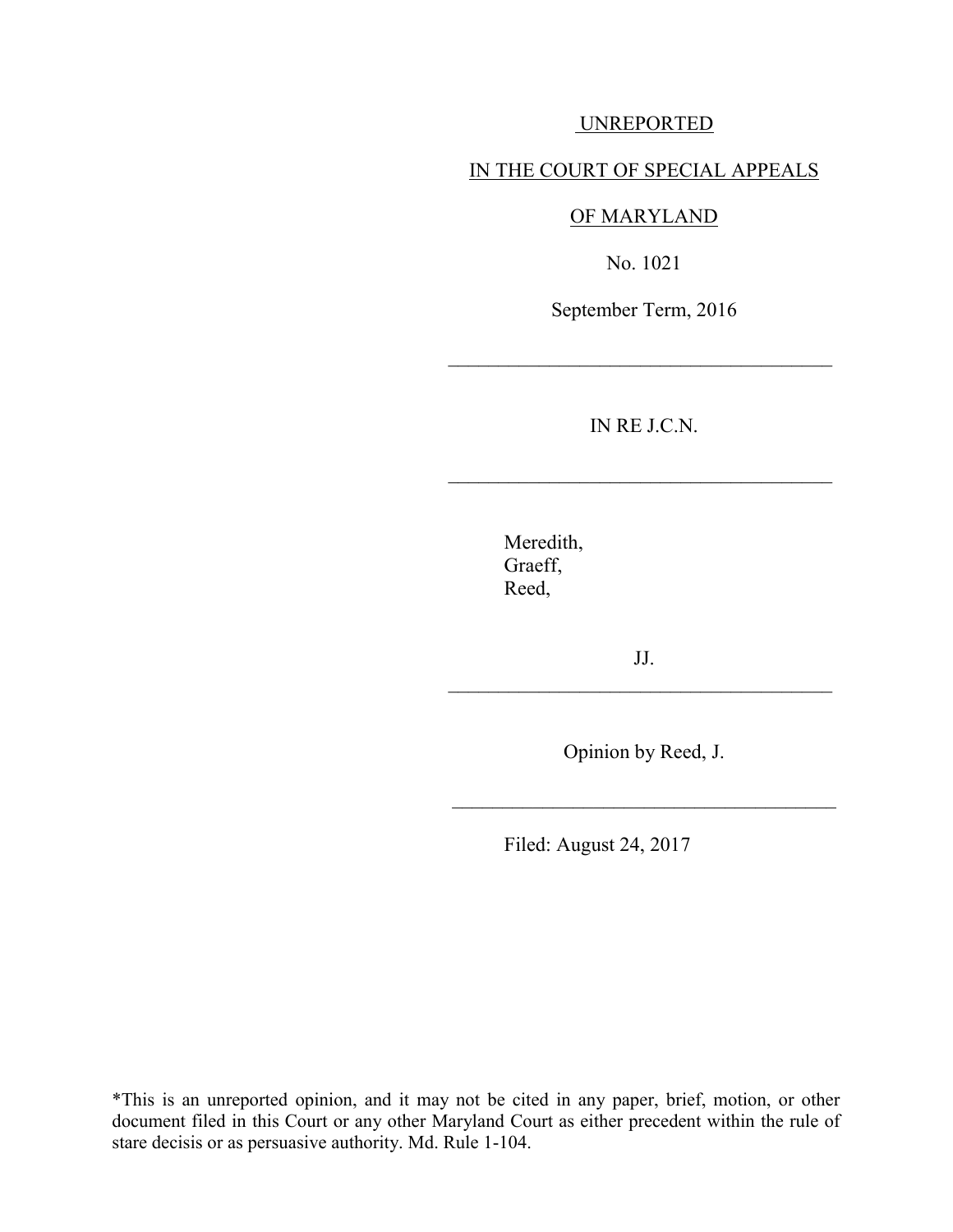UNREPORTED

IN THE COURT OF SPECIAL APPEALS

OF MARYLAND

No. 1021

September Term, 2016

---

IN RE J.C.N.

---

Meredith,
Graeff,
Reed,

JJ.

---

Opinion by Reed, J.

---

Filed: August 24, 2017

*This is an unreported opinion, and it may not be cited in any paper, brief, motion, or other document filed in this Court or any other Maryland Court as either precedent within the rule of stare decisis or as persuasive authority. Md. Rule 1-104.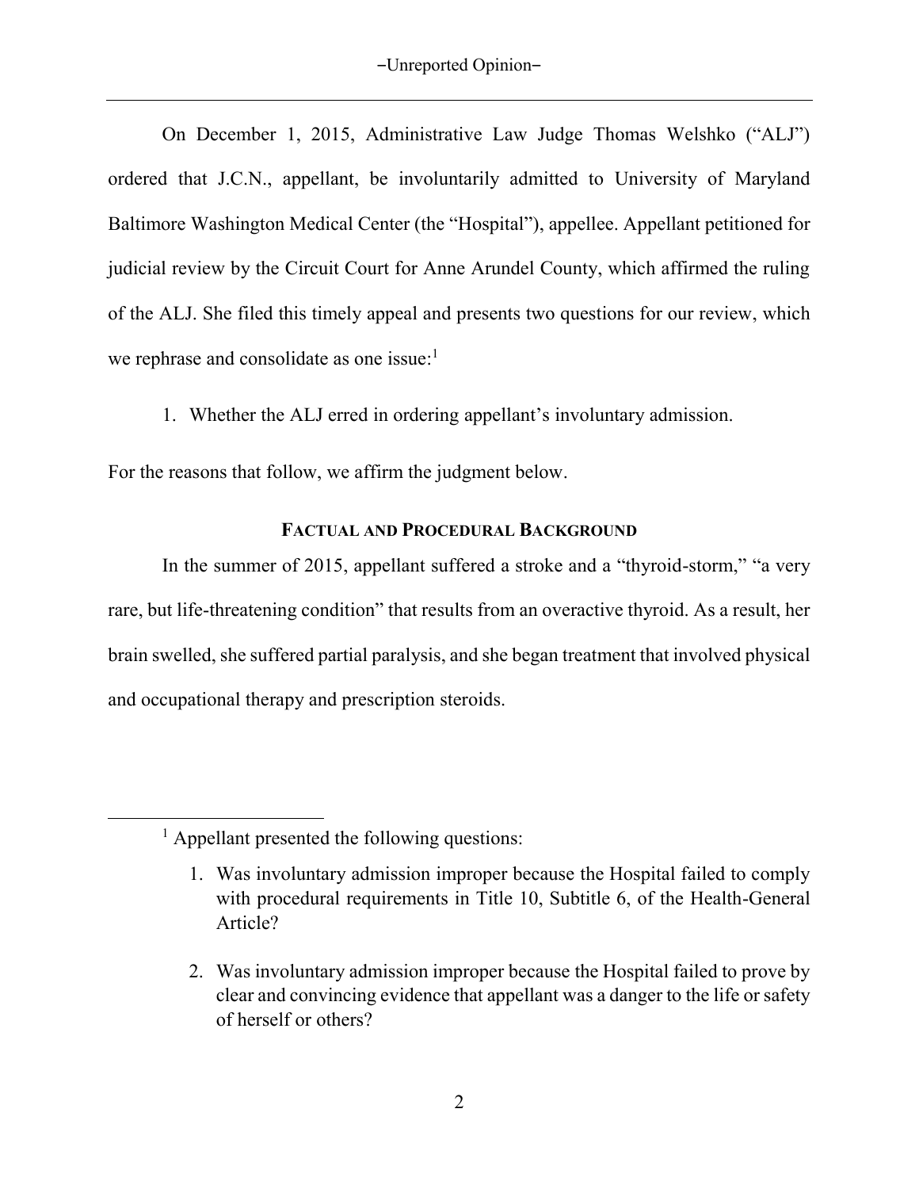On December 1, 2015, Administrative Law Judge Thomas Welshko ("ALJ") ordered that J.C.N., appellant, be involuntarily admitted to University of Maryland Baltimore Washington Medical Center (the "Hospital"), appellee. Appellant petitioned for judicial review by the Circuit Court for Anne Arundel County, which affirmed the ruling of the ALJ. She filed this timely appeal and presents two questions for our review, which we rephrase and consolidate as one issue:[1]

1. Whether the ALJ erred in ordering appellant's involuntary admission.

For the reasons that follow, we affirm the judgment below.

## FACTUAL AND PROCEDURAL BACKGROUND

In the summer of 2015, appellant suffered a stroke and a "thyroid-storm," "a very rare, but life-threatening condition" that results from an overactive thyroid. As a result, her brain swelled, she suffered partial paralysis, and she began treatment that involved physical and occupational therapy and prescription steroids.

---

[1] Appellant presented the following questions:

1. Was involuntary admission improper because the Hospital failed to comply with procedural requirements in Title 10, Subtitle 6, of the Health-General Article?

2. Was involuntary admission improper because the Hospital failed to prove by clear and convincing evidence that appellant was a danger to the life or safety of herself or others?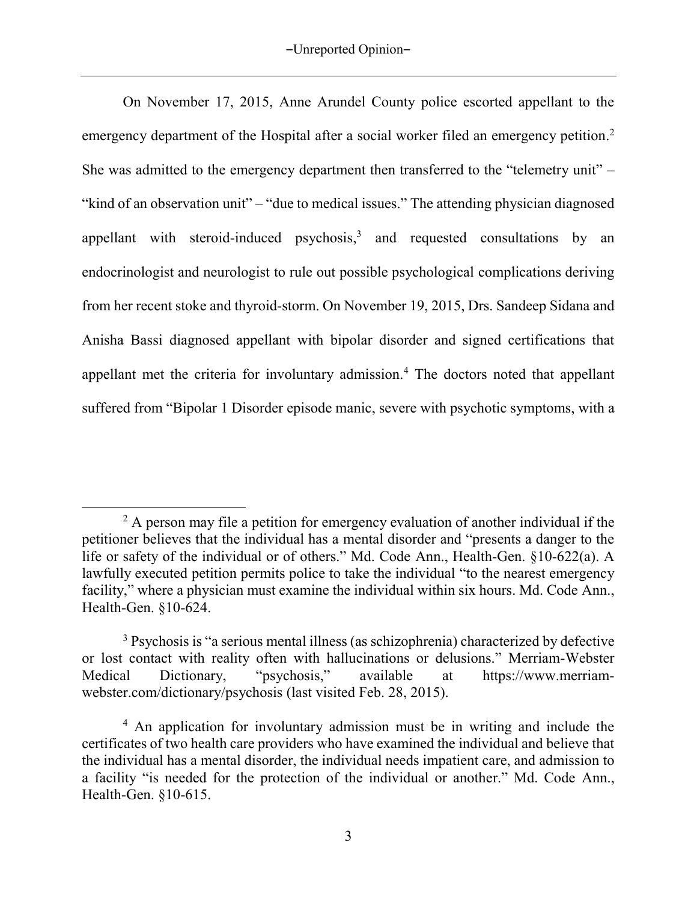On November 17, 2015, Anne Arundel County police escorted appellant to the emergency department of the Hospital after a social worker filed an emergency petition.[2] She was admitted to the emergency department then transferred to the "telemetry unit" – "kind of an observation unit" – "due to medical issues." The attending physician diagnosed appellant with steroid-induced psychosis,[3] and requested consultations by an endocrinologist and neurologist to rule out possible psychological complications deriving from her recent stoke and thyroid-storm. On November 19, 2015, Drs. Sandeep Sidana and Anisha Bassi diagnosed appellant with bipolar disorder and signed certifications that appellant met the criteria for involuntary admission.[4] The doctors noted that appellant suffered from "Bipolar 1 Disorder episode manic, severe with psychotic symptoms, with a

---

[2] A person may file a petition for emergency evaluation of another individual if the petitioner believes that the individual has a mental disorder and "presents a danger to the life or safety of the individual or of others." Md. Code Ann., Health-Gen. §10-622(a). A lawfully executed petition permits police to take the individual "to the nearest emergency facility," where a physician must examine the individual within six hours. Md. Code Ann., Health-Gen. §10-624.

[3] Psychosis is "a serious mental illness (as schizophrenia) characterized by defective or lost contact with reality often with hallucinations or delusions." Merriam-Webster Medical Dictionary, "psychosis," available at https://www.merriam-webster.com/dictionary/psychosis (last visited Feb. 28, 2015).

[4] An application for involuntary admission must be in writing and include the certificates of two health care providers who have examined the individual and believe that the individual has a mental disorder, the individual needs impatient care, and admission to a facility "is needed for the protection of the individual or another." Md. Code Ann., Health-Gen. §10-615.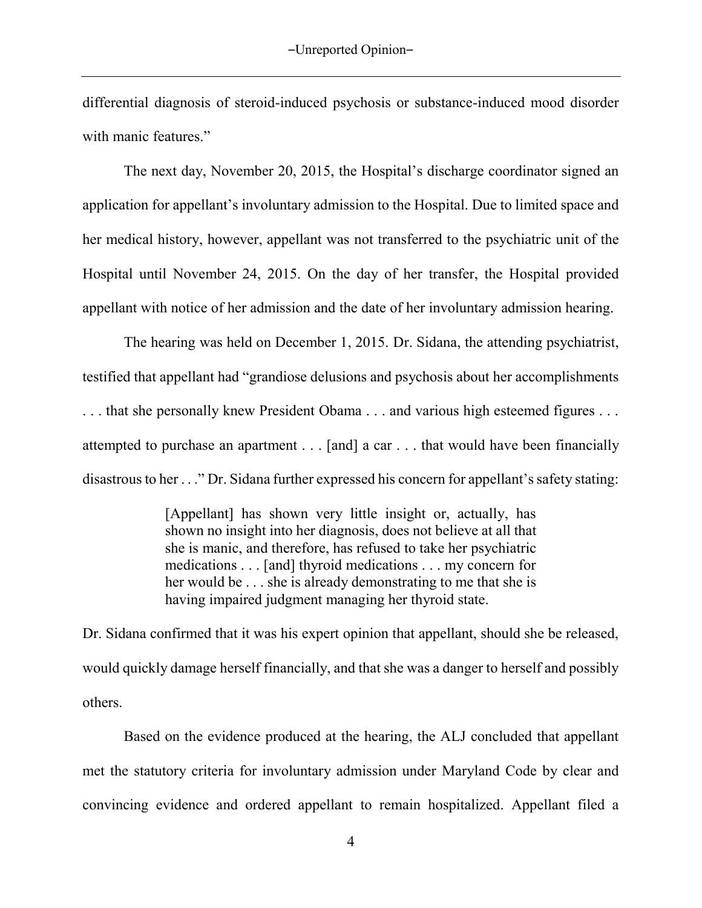differential diagnosis of steroid-induced psychosis or substance-induced mood disorder with manic features."

The next day, November 20, 2015, the Hospital's discharge coordinator signed an application for appellant's involuntary admission to the Hospital. Due to limited space and her medical history, however, appellant was not transferred to the psychiatric unit of the Hospital until November 24, 2015. On the day of her transfer, the Hospital provided appellant with notice of her admission and the date of her involuntary admission hearing.

The hearing was held on December 1, 2015. Dr. Sidana, the attending psychiatrist, testified that appellant had "grandiose delusions and psychosis about her accomplishments . . . that she personally knew President Obama . . . and various high esteemed figures . . . attempted to purchase an apartment . . . [and] a car . . . that would have been financially disastrous to her . . ." Dr. Sidana further expressed his concern for appellant's safety stating:

> [Appellant] has shown very little insight or, actually, has shown no insight into her diagnosis, does not believe at all that she is manic, and therefore, has refused to take her psychiatric medications . . . [and] thyroid medications . . . my concern for her would be . . . she is already demonstrating to me that she is having impaired judgment managing her thyroid state.

Dr. Sidana confirmed that it was his expert opinion that appellant, should she be released, would quickly damage herself financially, and that she was a danger to herself and possibly others.

Based on the evidence produced at the hearing, the ALJ concluded that appellant met the statutory criteria for involuntary admission under Maryland Code by clear and convincing evidence and ordered appellant to remain hospitalized. Appellant filed a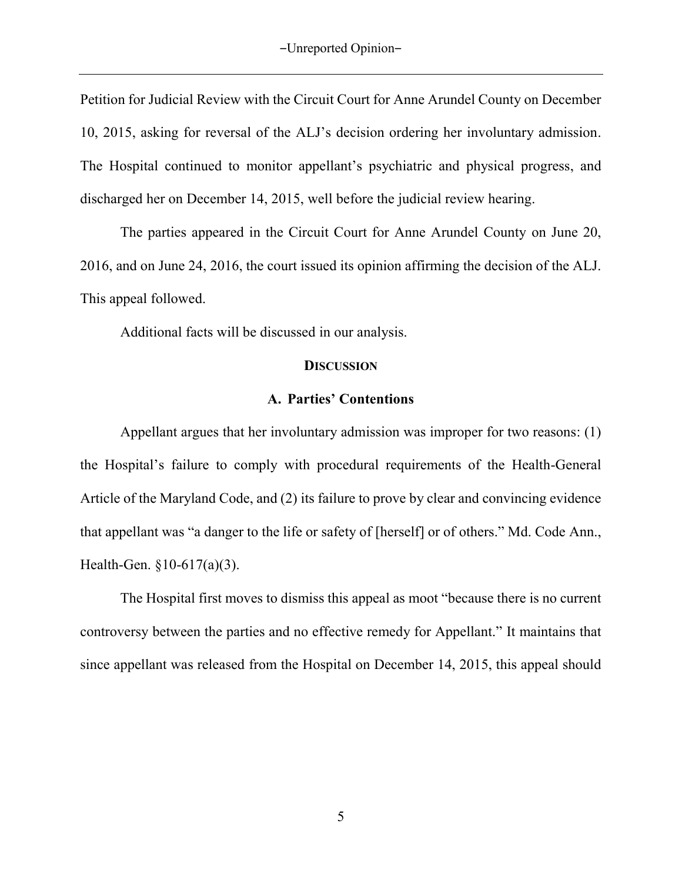Petition for Judicial Review with the Circuit Court for Anne Arundel County on December 10, 2015, asking for reversal of the ALJ's decision ordering her involuntary admission. The Hospital continued to monitor appellant's psychiatric and physical progress, and discharged her on December 14, 2015, well before the judicial review hearing.

The parties appeared in the Circuit Court for Anne Arundel County on June 20, 2016, and on June 24, 2016, the court issued its opinion affirming the decision of the ALJ. This appeal followed.

Additional facts will be discussed in our analysis.

## DISCUSSION

### A. Parties' Contentions

Appellant argues that her involuntary admission was improper for two reasons: (1) the Hospital's failure to comply with procedural requirements of the Health-General Article of the Maryland Code, and (2) its failure to prove by clear and convincing evidence that appellant was "a danger to the life or safety of [herself] or of others." Md. Code Ann., Health-Gen. §10-617(a)(3).

The Hospital first moves to dismiss this appeal as moot "because there is no current controversy between the parties and no effective remedy for Appellant." It maintains that since appellant was released from the Hospital on December 14, 2015, this appeal should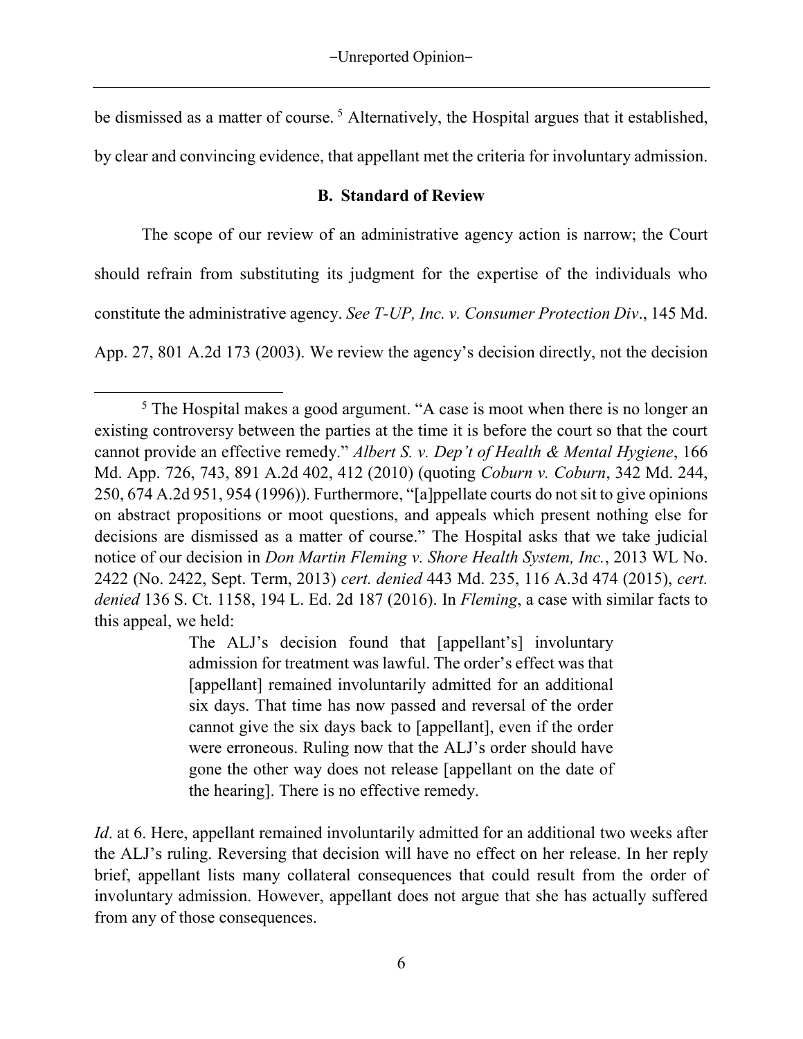be dismissed as a matter of course. [5] Alternatively, the Hospital argues that it established, by clear and convincing evidence, that appellant met the criteria for involuntary admission.

### B. Standard of Review

The scope of our review of an administrative agency action is narrow; the Court should refrain from substituting its judgment for the expertise of the individuals who constitute the administrative agency. *See T-UP, Inc. v. Consumer Protection Div*., 145 Md. App. 27, 801 A.2d 173 (2003). We review the agency's decision directly, not the decision

---

[5] The Hospital makes a good argument. "A case is moot when there is no longer an existing controversy between the parties at the time it is before the court so that the court cannot provide an effective remedy." *Albert S. v. Dep't of Health & Mental Hygiene*, 166 Md. App. 726, 743, 891 A.2d 402, 412 (2010) (quoting *Coburn v. Coburn*, 342 Md. 244, 250, 674 A.2d 951, 954 (1996)). Furthermore, "[a]ppellate courts do not sit to give opinions on abstract propositions or moot questions, and appeals which present nothing else for decisions are dismissed as a matter of course." The Hospital asks that we take judicial notice of our decision in *Don Martin Fleming v. Shore Health System, Inc.*, 2013 WL No. 2422 (No. 2422, Sept. Term, 2013) *cert. denied* 443 Md. 235, 116 A.3d 474 (2015), *cert. denied* 136 S. Ct. 1158, 194 L. Ed. 2d 187 (2016). In *Fleming*, a case with similar facts to this appeal, we held:

> The ALJ's decision found that [appellant's] involuntary admission for treatment was lawful. The order's effect was that [appellant] remained involuntarily admitted for an additional six days. That time has now passed and reversal of the order cannot give the six days back to [appellant], even if the order were erroneous. Ruling now that the ALJ's order should have gone the other way does not release [appellant on the date of the hearing]. There is no effective remedy.

*Id*. at 6. Here, appellant remained involuntarily admitted for an additional two weeks after the ALJ's ruling. Reversing that decision will have no effect on her release. In her reply brief, appellant lists many collateral consequences that could result from the order of involuntary admission. However, appellant does not argue that she has actually suffered from any of those consequences.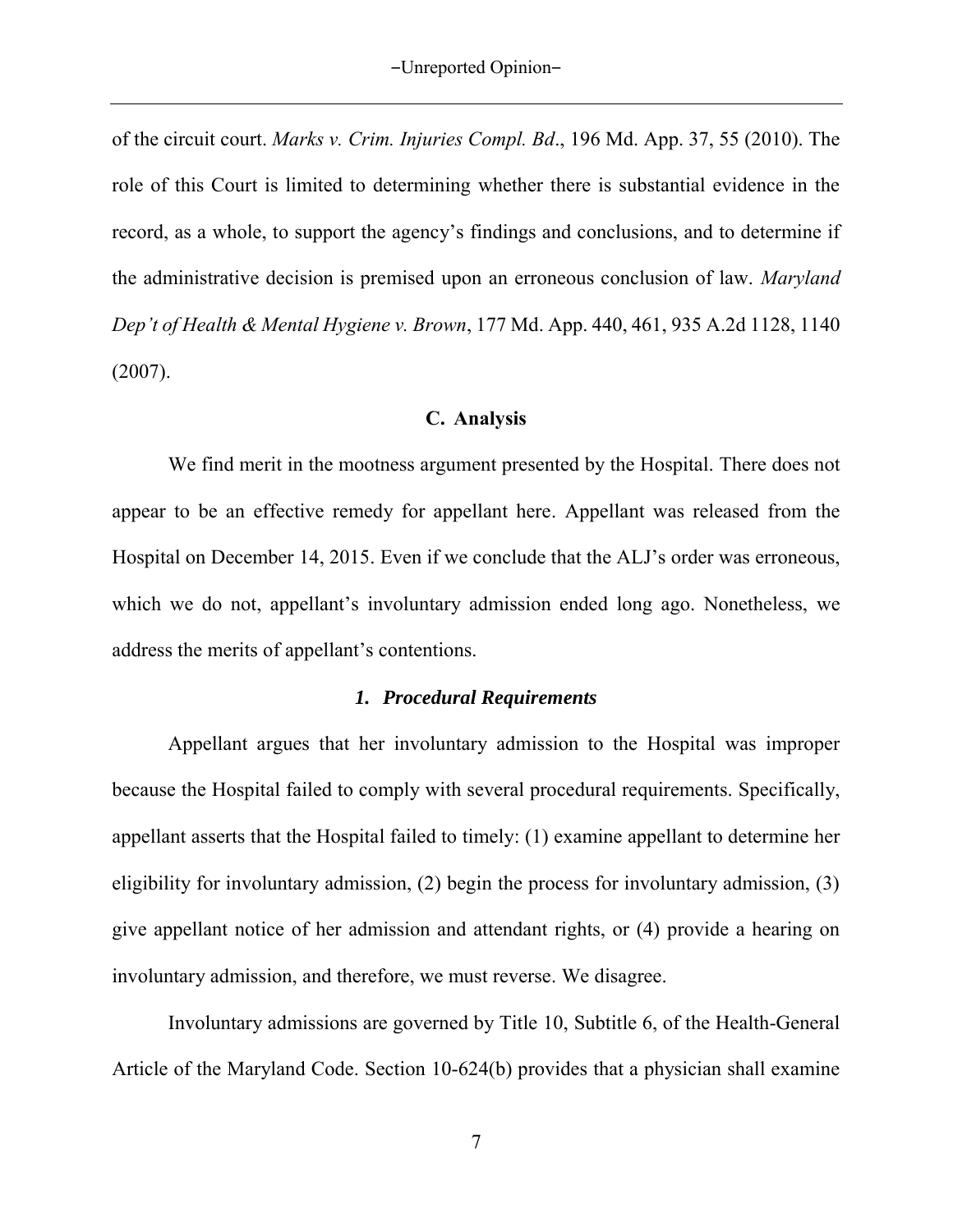of the circuit court. *Marks v. Crim. Injuries Compl. Bd*., 196 Md. App. 37, 55 (2010). The role of this Court is limited to determining whether there is substantial evidence in the record, as a whole, to support the agency's findings and conclusions, and to determine if the administrative decision is premised upon an erroneous conclusion of law. *Maryland Dep't of Health & Mental Hygiene v. Brown*, 177 Md. App. 440, 461, 935 A.2d 1128, 1140 (2007).

### C. Analysis

We find merit in the mootness argument presented by the Hospital. There does not appear to be an effective remedy for appellant here. Appellant was released from the Hospital on December 14, 2015. Even if we conclude that the ALJ's order was erroneous, which we do not, appellant's involuntary admission ended long ago. Nonetheless, we address the merits of appellant's contentions.

#### *1. Procedural Requirements*

Appellant argues that her involuntary admission to the Hospital was improper because the Hospital failed to comply with several procedural requirements. Specifically, appellant asserts that the Hospital failed to timely: (1) examine appellant to determine her eligibility for involuntary admission, (2) begin the process for involuntary admission, (3) give appellant notice of her admission and attendant rights, or (4) provide a hearing on involuntary admission, and therefore, we must reverse. We disagree.

Involuntary admissions are governed by Title 10, Subtitle 6, of the Health-General Article of the Maryland Code. Section 10-624(b) provides that a physician shall examine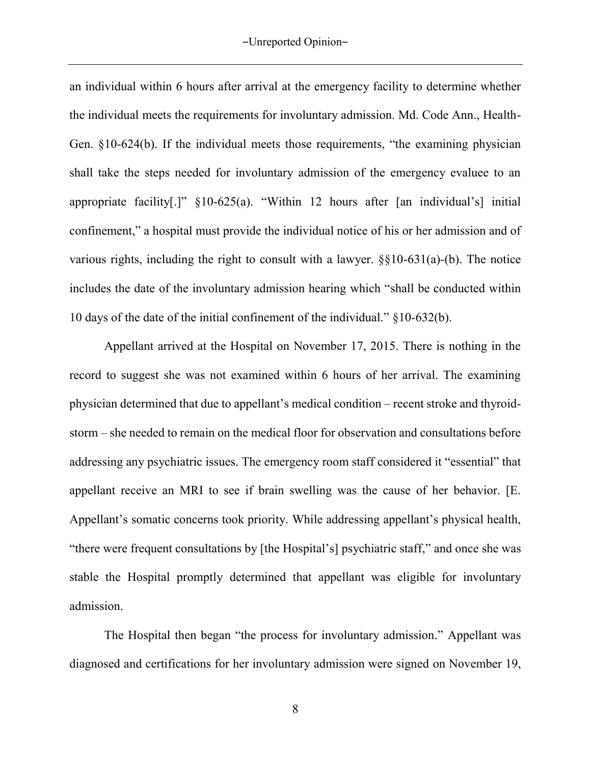an individual within 6 hours after arrival at the emergency facility to determine whether the individual meets the requirements for involuntary admission. Md. Code Ann., Health-Gen. §10-624(b). If the individual meets those requirements, "the examining physician shall take the steps needed for involuntary admission of the emergency evaluee to an appropriate facility[.]" §10-625(a). "Within 12 hours after [an individual's] initial confinement," a hospital must provide the individual notice of his or her admission and of various rights, including the right to consult with a lawyer. §§10-631(a)-(b). The notice includes the date of the involuntary admission hearing which "shall be conducted within 10 days of the date of the initial confinement of the individual." §10-632(b).

Appellant arrived at the Hospital on November 17, 2015. There is nothing in the record to suggest she was not examined within 6 hours of her arrival. The examining physician determined that due to appellant's medical condition – recent stroke and thyroid-storm – she needed to remain on the medical floor for observation and consultations before addressing any psychiatric issues. The emergency room staff considered it "essential" that appellant receive an MRI to see if brain swelling was the cause of her behavior. [E. Appellant's somatic concerns took priority. While addressing appellant's physical health, "there were frequent consultations by [the Hospital's] psychiatric staff," and once she was stable the Hospital promptly determined that appellant was eligible for involuntary admission.

The Hospital then began "the process for involuntary admission." Appellant was diagnosed and certifications for her involuntary admission were signed on November 19,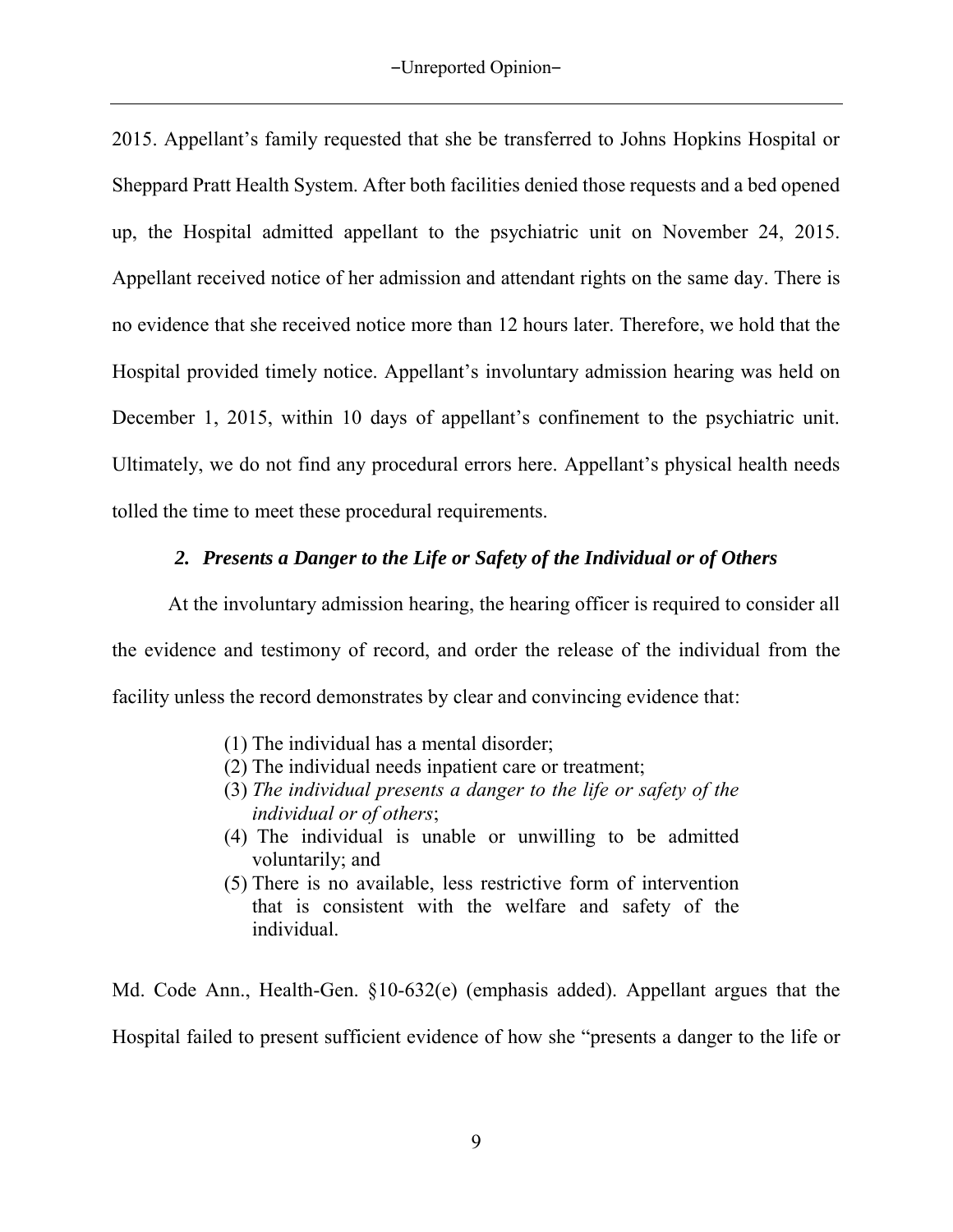2015. Appellant's family requested that she be transferred to Johns Hopkins Hospital or Sheppard Pratt Health System. After both facilities denied those requests and a bed opened up, the Hospital admitted appellant to the psychiatric unit on November 24, 2015. Appellant received notice of her admission and attendant rights on the same day. There is no evidence that she received notice more than 12 hours later. Therefore, we hold that the Hospital provided timely notice. Appellant's involuntary admission hearing was held on December 1, 2015, within 10 days of appellant's confinement to the psychiatric unit. Ultimately, we do not find any procedural errors here. Appellant's physical health needs tolled the time to meet these procedural requirements.

### *2. Presents a Danger to the Life or Safety of the Individual or of Others*

At the involuntary admission hearing, the hearing officer is required to consider all the evidence and testimony of record, and order the release of the individual from the facility unless the record demonstrates by clear and convincing evidence that:

> (1) The individual has a mental disorder;
> (2) The individual needs inpatient care or treatment;
> (3) *The individual presents a danger to the life or safety of the individual or of others*;
> (4) The individual is unable or unwilling to be admitted voluntarily; and
> (5) There is no available, less restrictive form of intervention that is consistent with the welfare and safety of the individual.

Md. Code Ann., Health-Gen. §10-632(e) (emphasis added). Appellant argues that the Hospital failed to present sufficient evidence of how she "presents a danger to the life or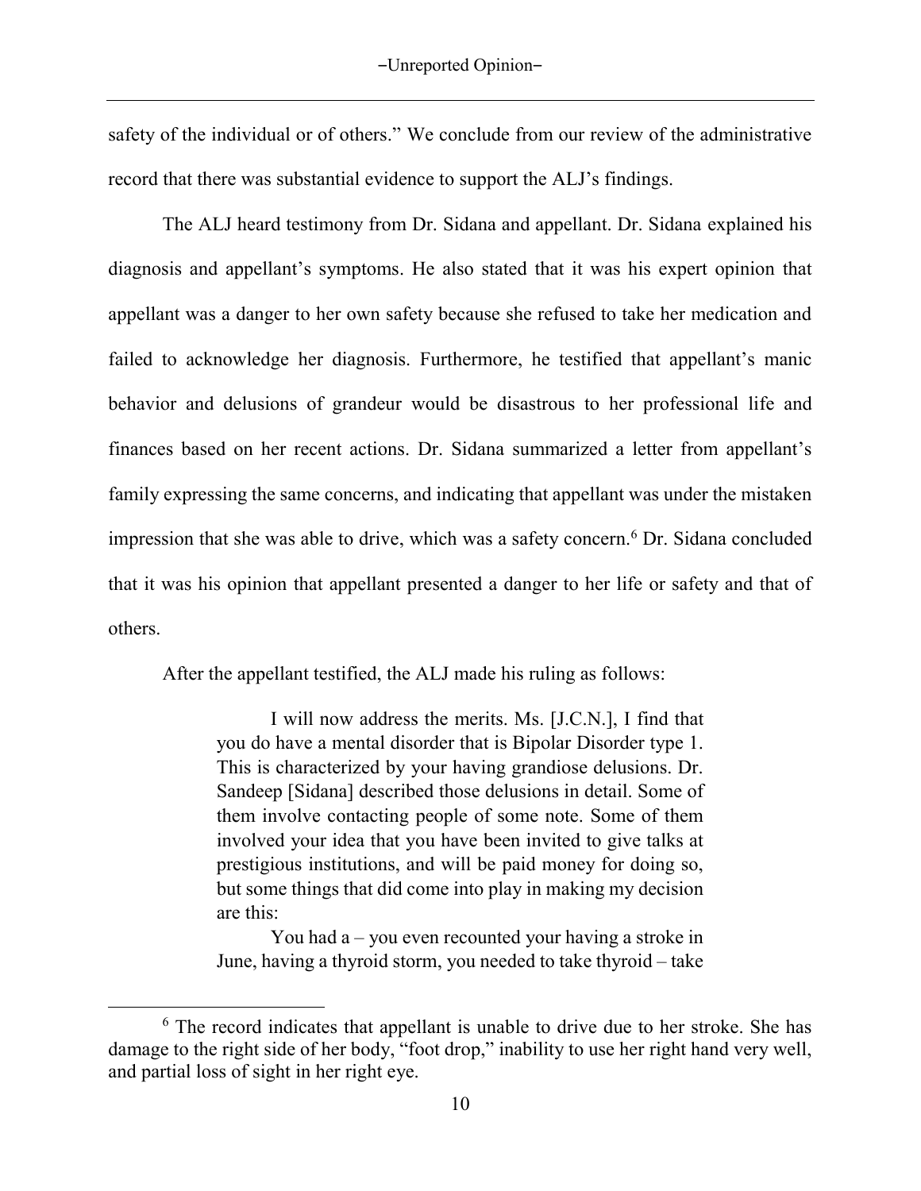safety of the individual or of others." We conclude from our review of the administrative record that there was substantial evidence to support the ALJ's findings.

The ALJ heard testimony from Dr. Sidana and appellant. Dr. Sidana explained his diagnosis and appellant's symptoms. He also stated that it was his expert opinion that appellant was a danger to her own safety because she refused to take her medication and failed to acknowledge her diagnosis. Furthermore, he testified that appellant's manic behavior and delusions of grandeur would be disastrous to her professional life and finances based on her recent actions. Dr. Sidana summarized a letter from appellant's family expressing the same concerns, and indicating that appellant was under the mistaken impression that she was able to drive, which was a safety concern.[6] Dr. Sidana concluded that it was his opinion that appellant presented a danger to her life or safety and that of others.

After the appellant testified, the ALJ made his ruling as follows:

> I will now address the merits. Ms. [J.C.N.], I find that you do have a mental disorder that is Bipolar Disorder type 1. This is characterized by your having grandiose delusions. Dr. Sandeep [Sidana] described those delusions in detail. Some of them involve contacting people of some note. Some of them involved your idea that you have been invited to give talks at prestigious institutions, and will be paid money for doing so, but some things that did come into play in making my decision are this:
>
> You had a – you even recounted your having a stroke in June, having a thyroid storm, you needed to take thyroid – take

[6] The record indicates that appellant is unable to drive due to her stroke. She has damage to the right side of her body, "foot drop," inability to use her right hand very well, and partial loss of sight in her right eye.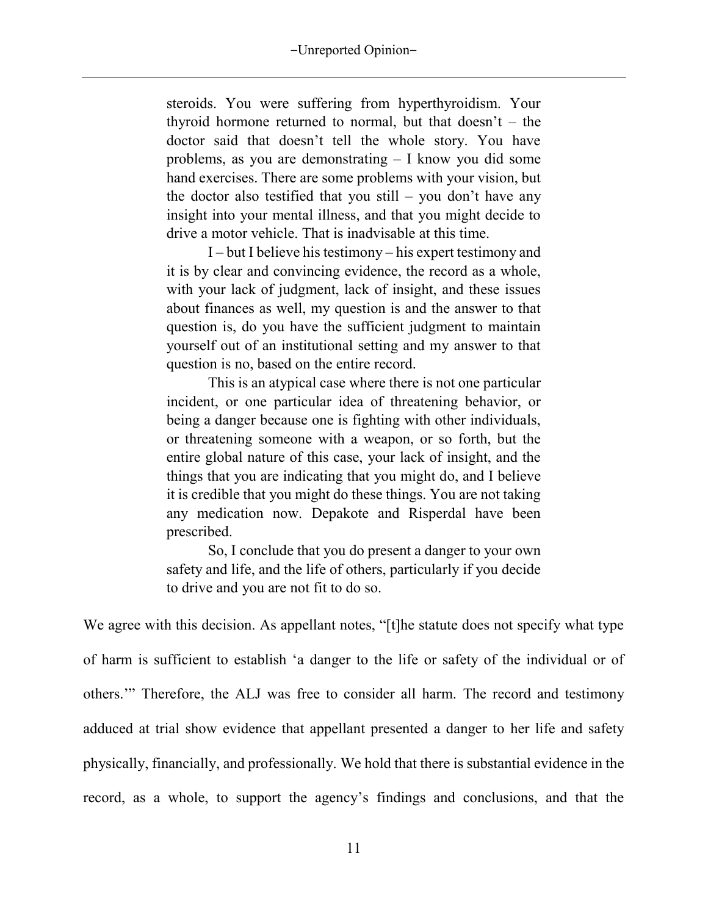> steroids. You were suffering from hyperthyroidism. Your thyroid hormone returned to normal, but that doesn't – the doctor said that doesn't tell the whole story. You have problems, as you are demonstrating – I know you did some hand exercises. There are some problems with your vision, but the doctor also testified that you still – you don't have any insight into your mental illness, and that you might decide to drive a motor vehicle. That is inadvisable at this time.
>
> I – but I believe his testimony – his expert testimony and it is by clear and convincing evidence, the record as a whole, with your lack of judgment, lack of insight, and these issues about finances as well, my question is and the answer to that question is, do you have the sufficient judgment to maintain yourself out of an institutional setting and my answer to that question is no, based on the entire record.
>
> This is an atypical case where there is not one particular incident, or one particular idea of threatening behavior, or being a danger because one is fighting with other individuals, or threatening someone with a weapon, or so forth, but the entire global nature of this case, your lack of insight, and the things that you are indicating that you might do, and I believe it is credible that you might do these things. You are not taking any medication now. Depakote and Risperdal have been prescribed.
>
> So, I conclude that you do present a danger to your own safety and life, and the life of others, particularly if you decide to drive and you are not fit to do so.

We agree with this decision. As appellant notes, "[t]he statute does not specify what type of harm is sufficient to establish 'a danger to the life or safety of the individual or of others.'" Therefore, the ALJ was free to consider all harm. The record and testimony adduced at trial show evidence that appellant presented a danger to her life and safety physically, financially, and professionally. We hold that there is substantial evidence in the record, as a whole, to support the agency's findings and conclusions, and that the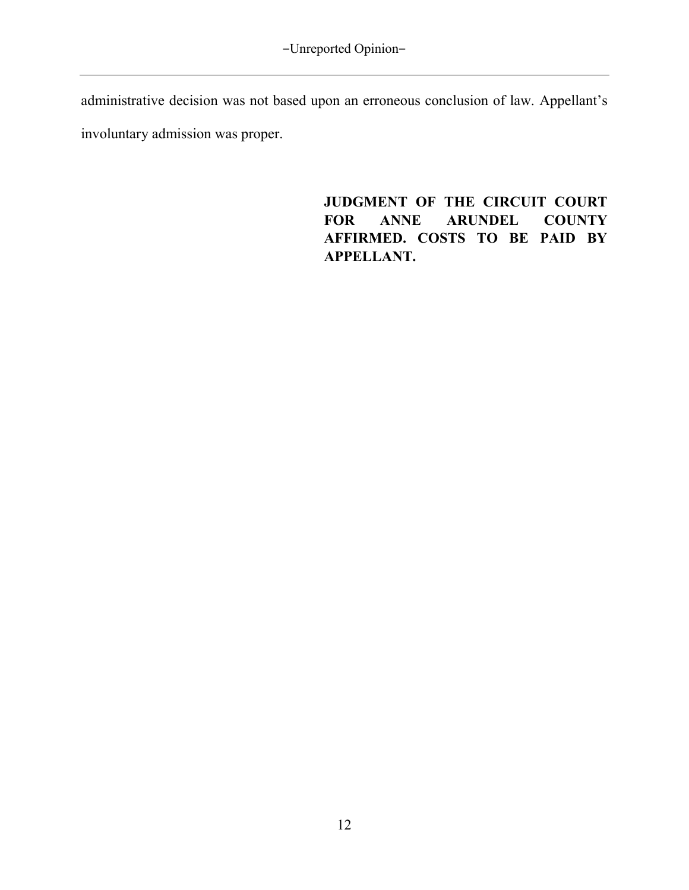administrative decision was not based upon an erroneous conclusion of law. Appellant's involuntary admission was proper.

**JUDGMENT OF THE CIRCUIT COURT FOR ANNE ARUNDEL COUNTY AFFIRMED. COSTS TO BE PAID BY APPELLANT.**